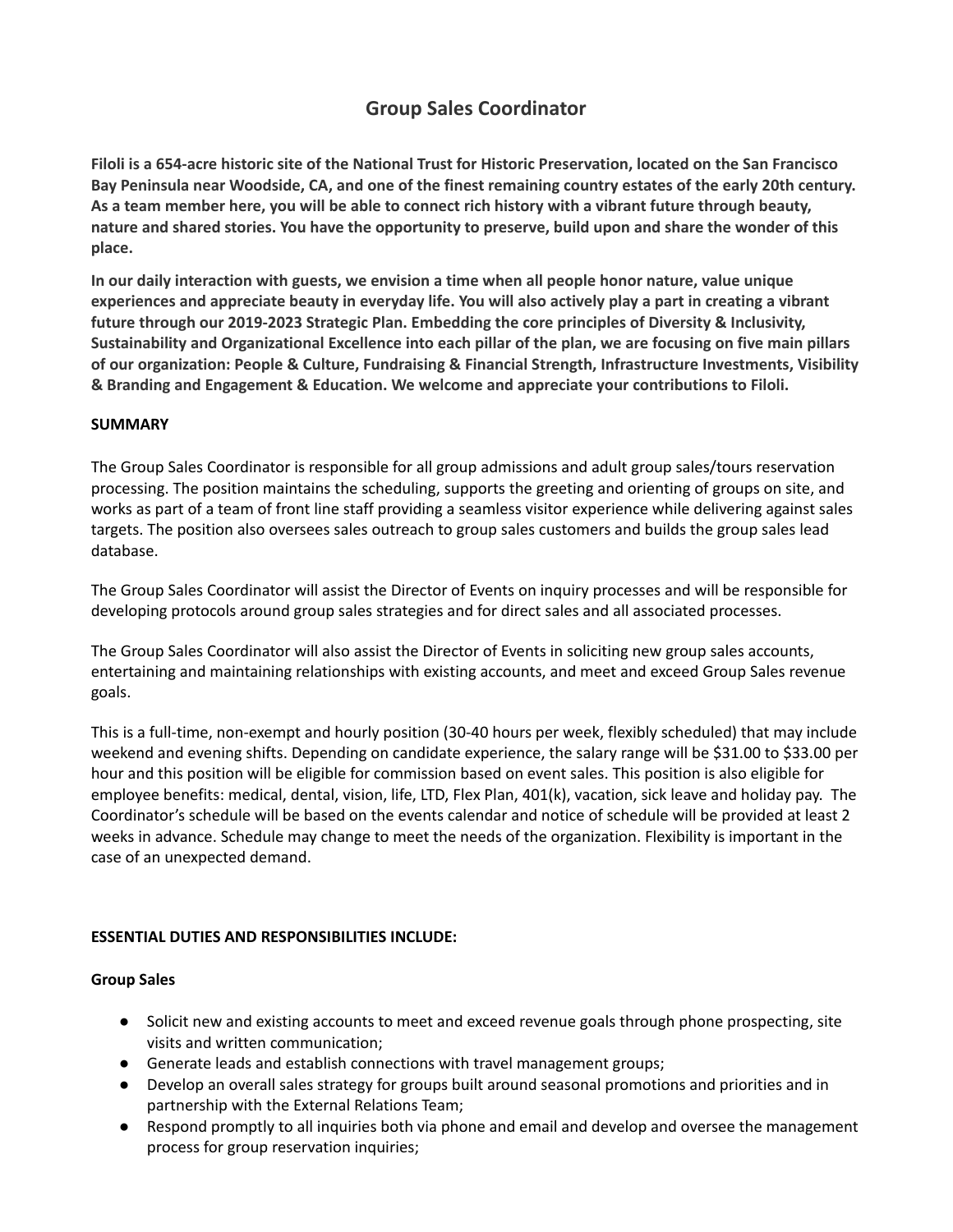# Group Sales Coordinator

**Filoli is a 654-acre historic site of the National Trust for Historic Preservation, located on the San Francisco Bay Peninsula near Woodside, CA, and one of the finest remaining country estates of the early 20th century. As a team member here, you will be able to connect rich history with a vibrant future through beauty, nature and shared stories. You have the opportunity to preserve, build upon and share the wonder of this place.**

**In our daily interaction with guests, we envision a time when all people honor nature, value unique experiences and appreciate beauty in everyday life. You will also actively play a part in creating a vibrant future through our 2019-2023 Strategic Plan. Embedding the core principles of Diversity & Inclusivity, Sustainability and Organizational Excellence into each pillar of the plan, we are focusing on five main pillars of our organization: People & Culture, Fundraising & Financial Strength, Infrastructure Investments, Visibility & Branding and Engagement & Education. We welcome and appreciate your contributions to Filoli.**

**SUMMARY**

The Group Sales Coordinator is responsible for all group admissions and adult group sales/tours reservation processing. The position maintains the scheduling, supports the greeting and orienting of groups on site, and works as part of a team of front line staff providing a seamless visitor experience while delivering against sales targets. The position also oversees sales outreach to group sales customers and builds the group sales lead database.

The Group Sales Coordinator will assist the Director of Events on inquiry processes and will be responsible for developing protocols around group sales strategies and for direct sales and all associated processes.

The Group Sales Coordinator will also assist the Director of Events in soliciting new group sales accounts, entertaining and maintaining relationships with existing accounts, and meet and exceed Group Sales revenue goals.

This is a full-time, non-exempt and hourly position (30-40 hours per week, flexibly scheduled) that may include weekend and evening shifts. Depending on candidate experience, the salary range will be $31.00 to $33.00 per hour and this position will be eligible for commission based on event sales. This position is also eligible for employee benefits: medical, dental, vision, life, LTD, Flex Plan, 401(k), vacation, sick leave and holiday pay. The Coordinator's schedule will be based on the events calendar and notice of schedule will be provided at least 2 weeks in advance. Schedule may change to meet the needs of the organization. Flexibility is important in the case of an unexpected demand.

**ESSENTIAL DUTIES AND RESPONSIBILITIES INCLUDE:**

**Group Sales**

- Solicit new and existing accounts to meet and exceed revenue goals through phone prospecting, site visits and written communication;
- Generate leads and establish connections with travel management groups;
- Develop an overall sales strategy for groups built around seasonal promotions and priorities and in partnership with the External Relations Team;
- Respond promptly to all inquiries both via phone and email and develop and oversee the management process for group reservation inquiries;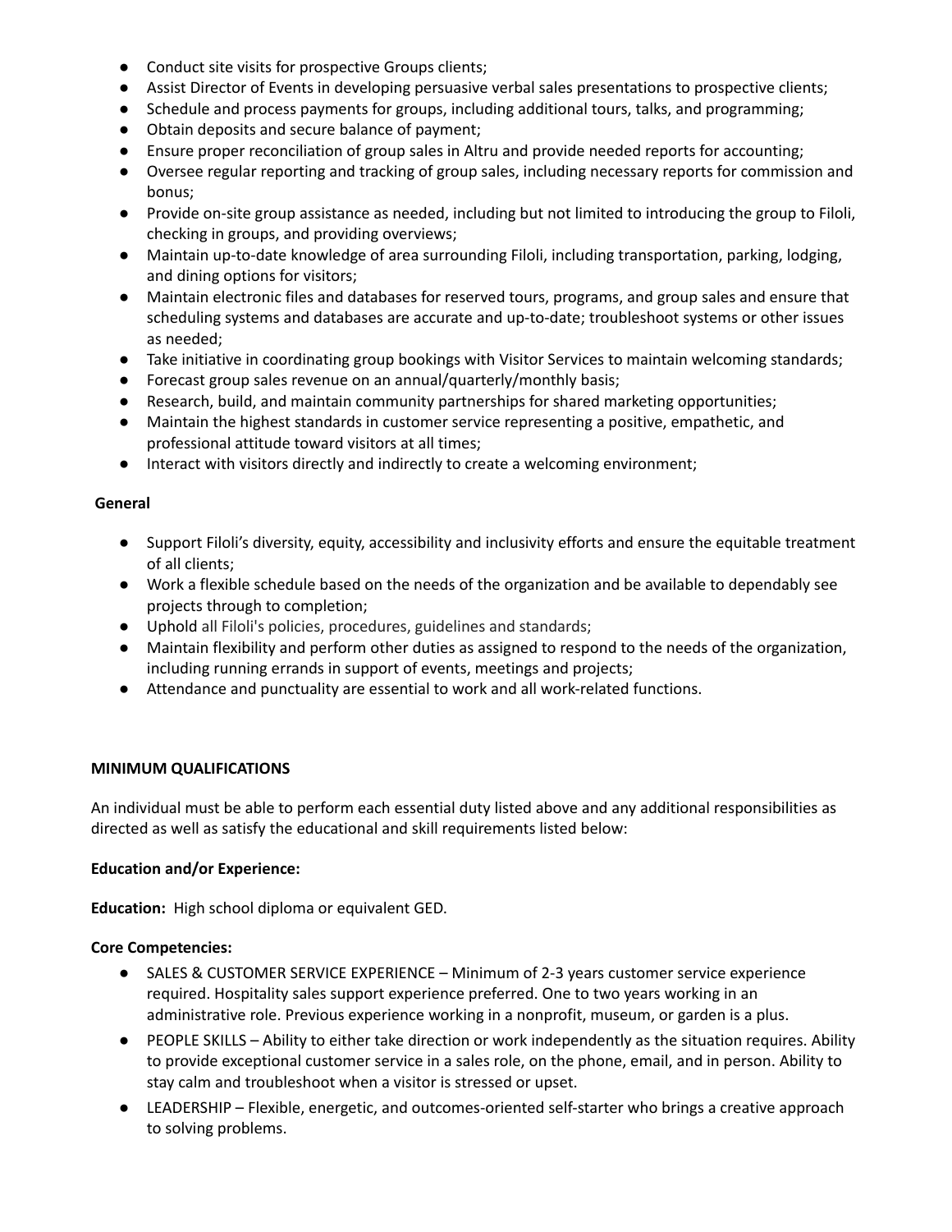- Conduct site visits for prospective Groups clients;
- Assist Director of Events in developing persuasive verbal sales presentations to prospective clients;
- Schedule and process payments for groups, including additional tours, talks, and programming;
- Obtain deposits and secure balance of payment;
- Ensure proper reconciliation of group sales in Altru and provide needed reports for accounting;
- Oversee regular reporting and tracking of group sales, including necessary reports for commission and bonus;
- Provide on-site group assistance as needed, including but not limited to introducing the group to Filoli, checking in groups, and providing overviews;
- Maintain up-to-date knowledge of area surrounding Filoli, including transportation, parking, lodging, and dining options for visitors;
- Maintain electronic files and databases for reserved tours, programs, and group sales and ensure that scheduling systems and databases are accurate and up-to-date; troubleshoot systems or other issues as needed;
- Take initiative in coordinating group bookings with Visitor Services to maintain welcoming standards;
- Forecast group sales revenue on an annual/quarterly/monthly basis;
- Research, build, and maintain community partnerships for shared marketing opportunities;
- Maintain the highest standards in customer service representing a positive, empathetic, and professional attitude toward visitors at all times;
- Interact with visitors directly and indirectly to create a welcoming environment;

**General**

- Support Filoli's diversity, equity, accessibility and inclusivity efforts and ensure the equitable treatment of all clients;
- Work a flexible schedule based on the needs of the organization and be available to dependably see projects through to completion;
- Uphold all Filoli's policies, procedures, guidelines and standards;
- Maintain flexibility and perform other duties as assigned to respond to the needs of the organization, including running errands in support of events, meetings and projects;
- Attendance and punctuality are essential to work and all work-related functions.

**MINIMUM QUALIFICATIONS**

An individual must be able to perform each essential duty listed above and any additional responsibilities as directed as well as satisfy the educational and skill requirements listed below:

**Education and/or Experience:**

**Education:** High school diploma or equivalent GED.

**Core Competencies:**

- SALES & CUSTOMER SERVICE EXPERIENCE – Minimum of 2-3 years customer service experience required. Hospitality sales support experience preferred. One to two years working in an administrative role. Previous experience working in a nonprofit, museum, or garden is a plus.
- PEOPLE SKILLS – Ability to either take direction or work independently as the situation requires. Ability to provide exceptional customer service in a sales role, on the phone, email, and in person. Ability to stay calm and troubleshoot when a visitor is stressed or upset.
- LEADERSHIP – Flexible, energetic, and outcomes-oriented self-starter who brings a creative approach to solving problems.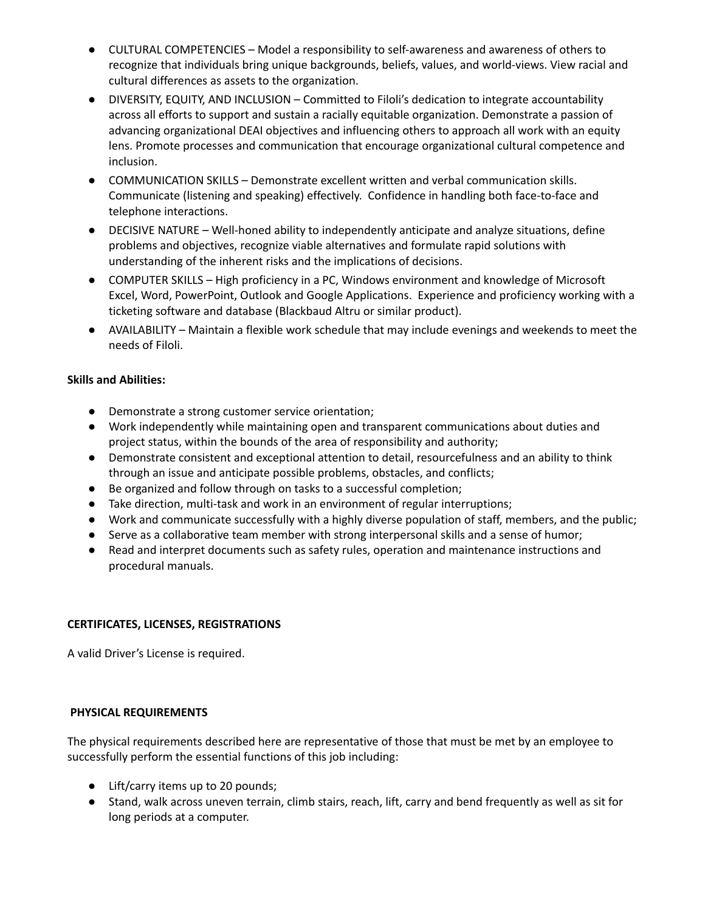- CULTURAL COMPETENCIES – Model a responsibility to self-awareness and awareness of others to recognize that individuals bring unique backgrounds, beliefs, values, and world-views. View racial and cultural differences as assets to the organization.
- DIVERSITY, EQUITY, AND INCLUSION – Committed to Filoli's dedication to integrate accountability across all efforts to support and sustain a racially equitable organization. Demonstrate a passion of advancing organizational DEAI objectives and influencing others to approach all work with an equity lens. Promote processes and communication that encourage organizational cultural competence and inclusion.
- COMMUNICATION SKILLS – Demonstrate excellent written and verbal communication skills. Communicate (listening and speaking) effectively. Confidence in handling both face-to-face and telephone interactions.
- DECISIVE NATURE – Well-honed ability to independently anticipate and analyze situations, define problems and objectives, recognize viable alternatives and formulate rapid solutions with understanding of the inherent risks and the implications of decisions.
- COMPUTER SKILLS – High proficiency in a PC, Windows environment and knowledge of Microsoft Excel, Word, PowerPoint, Outlook and Google Applications. Experience and proficiency working with a ticketing software and database (Blackbaud Altru or similar product).
- AVAILABILITY – Maintain a flexible work schedule that may include evenings and weekends to meet the needs of Filoli.

**Skills and Abilities:**

- Demonstrate a strong customer service orientation;
- Work independently while maintaining open and transparent communications about duties and project status, within the bounds of the area of responsibility and authority;
- Demonstrate consistent and exceptional attention to detail, resourcefulness and an ability to think through an issue and anticipate possible problems, obstacles, and conflicts;
- Be organized and follow through on tasks to a successful completion;
- Take direction, multi-task and work in an environment of regular interruptions;
- Work and communicate successfully with a highly diverse population of staff, members, and the public;
- Serve as a collaborative team member with strong interpersonal skills and a sense of humor;
- Read and interpret documents such as safety rules, operation and maintenance instructions and procedural manuals.

**CERTIFICATES, LICENSES, REGISTRATIONS**

A valid Driver's License is required.

**PHYSICAL REQUIREMENTS**

The physical requirements described here are representative of those that must be met by an employee to successfully perform the essential functions of this job including:

- Lift/carry items up to 20 pounds;
- Stand, walk across uneven terrain, climb stairs, reach, lift, carry and bend frequently as well as sit for long periods at a computer.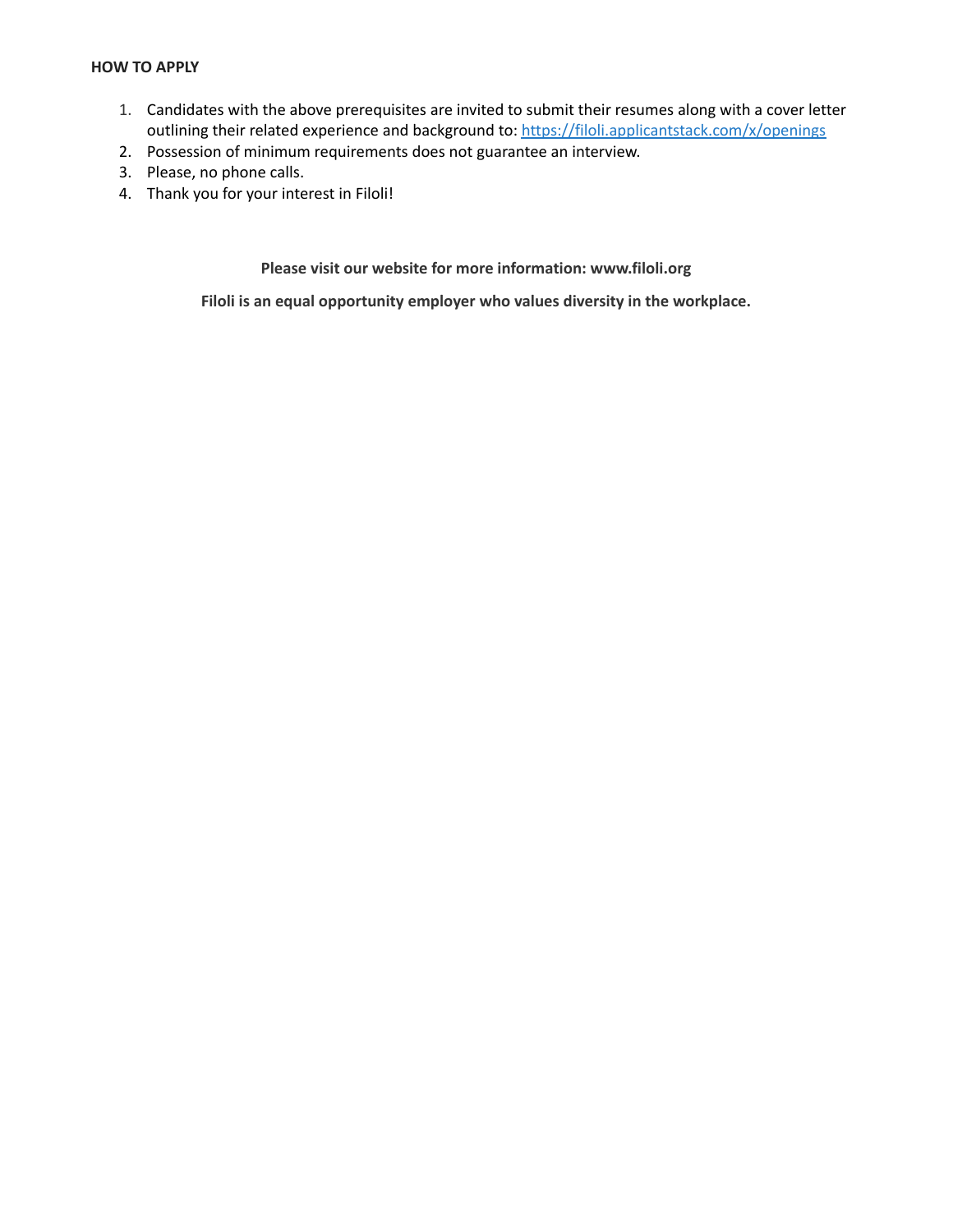**HOW TO APPLY**

1. Candidates with the above prerequisites are invited to submit their resumes along with a cover letter outlining their related experience and background to: [https://filoli.applicantstack.com/x/openings](https://filoli.applicantstack.com/x/openings)
2. Possession of minimum requirements does not guarantee an interview.
3. Please, no phone calls.
4. Thank you for your interest in Filoli!

**Please visit our website for more information: www.filoli.org**

**Filoli is an equal opportunity employer who values diversity in the workplace.**